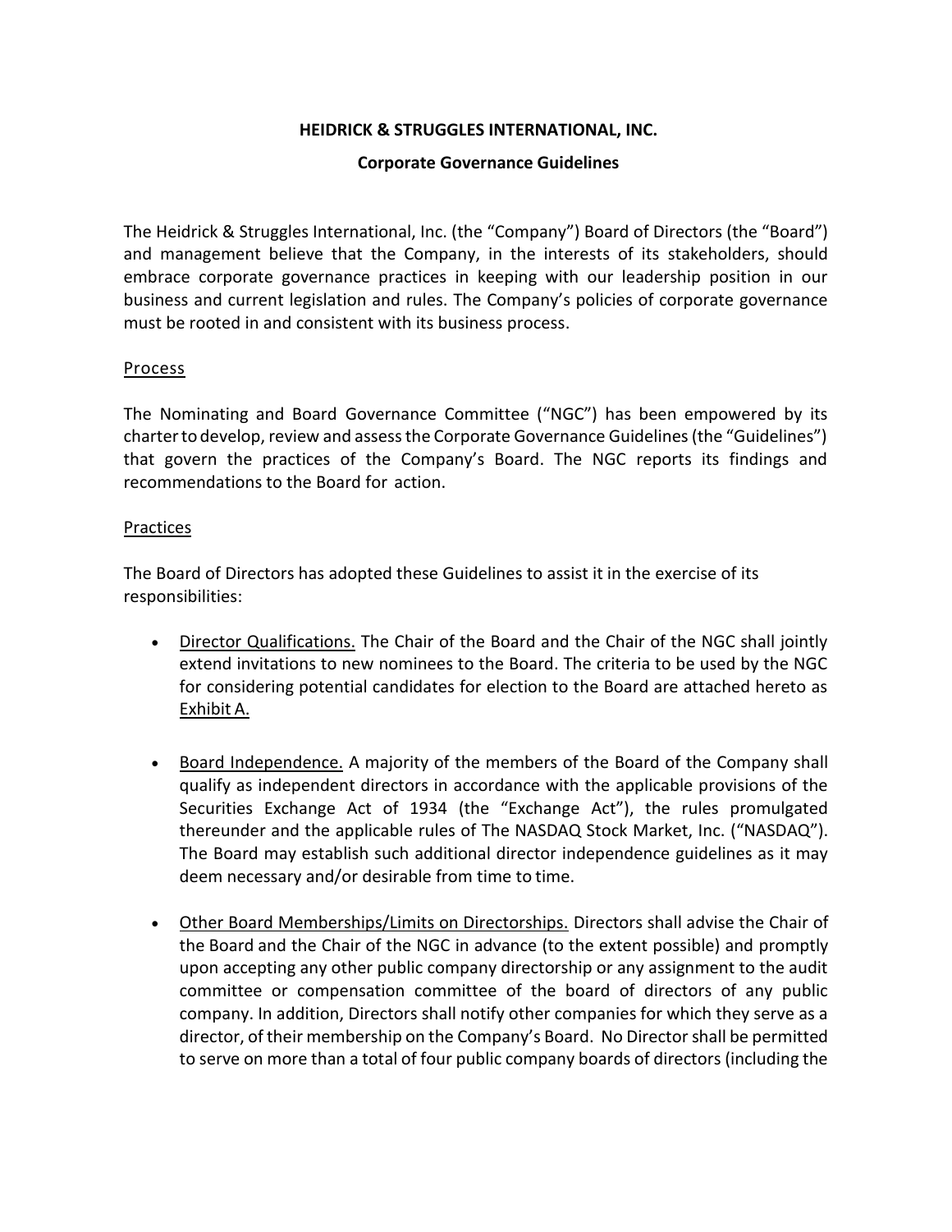# HEIDRICK & STRUGGLES INTERNATIONAL, INC.

## Corporate Governance Guidelines

The Heidrick & Struggles International, Inc. (the "Company") Board of Directors (the "Board") and management believe that the Company, in the interests of its stakeholders, should embrace corporate governance practices in keeping with our leadership position in our business and current legislation and rules. The Company's policies of corporate governance must be rooted in and consistent with its business process.

### Process

The Nominating and Board Governance Committee ("NGC") has been empowered by its charter to develop, review and assess the Corporate Governance Guidelines (the "Guidelines") that govern the practices of the Company's Board. The NGC reports its findings and recommendations to the Board for action.

### Practices

The Board of Directors has adopted these Guidelines to assist it in the exercise of its responsibilities:

- Director Qualifications. The Chair of the Board and the Chair of the NGC shall jointly extend invitations to new nominees to the Board. The criteria to be used by the NGC for considering potential candidates for election to the Board are attached hereto as Exhibit A.

- Board Independence. A majority of the members of the Board of the Company shall qualify as independent directors in accordance with the applicable provisions of the Securities Exchange Act of 1934 (the "Exchange Act"), the rules promulgated thereunder and the applicable rules of The NASDAQ Stock Market, Inc. ("NASDAQ"). The Board may establish such additional director independence guidelines as it may deem necessary and/or desirable from time to time.

- Other Board Memberships/Limits on Directorships. Directors shall advise the Chair of the Board and the Chair of the NGC in advance (to the extent possible) and promptly upon accepting any other public company directorship or any assignment to the audit committee or compensation committee of the board of directors of any public company. In addition, Directors shall notify other companies for which they serve as a director, of their membership on the Company's Board. No Director shall be permitted to serve on more than a total of four public company boards of directors (including the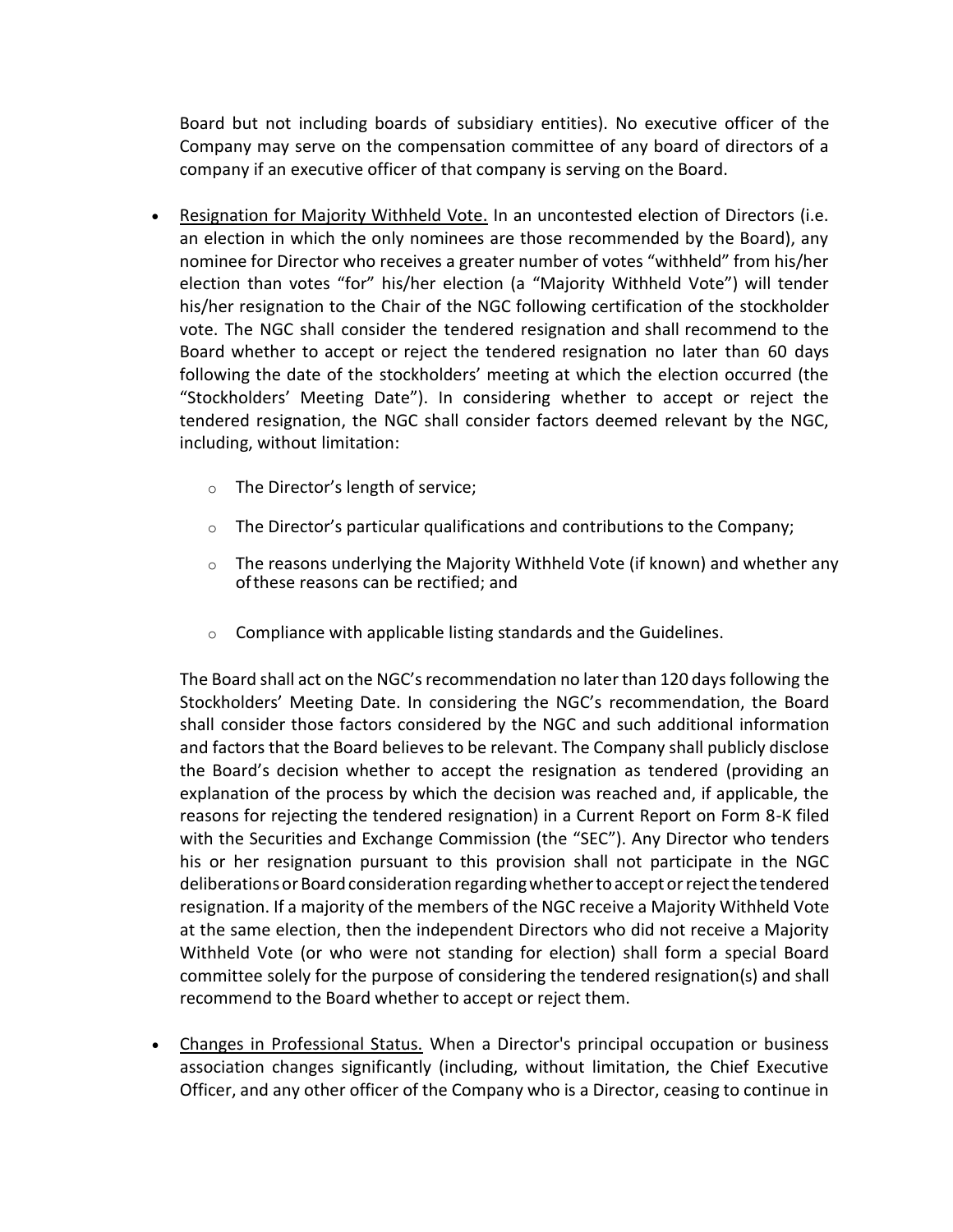Board but not including boards of subsidiary entities). No executive officer of the Company may serve on the compensation committee of any board of directors of a company if an executive officer of that company is serving on the Board.

- Resignation for Majority Withheld Vote. In an uncontested election of Directors (i.e. an election in which the only nominees are those recommended by the Board), any nominee for Director who receives a greater number of votes "withheld" from his/her election than votes "for" his/her election (a "Majority Withheld Vote") will tender his/her resignation to the Chair of the NGC following certification of the stockholder vote. The NGC shall consider the tendered resignation and shall recommend to the Board whether to accept or reject the tendered resignation no later than 60 days following the date of the stockholders' meeting at which the election occurred (the "Stockholders' Meeting Date"). In considering whether to accept or reject the tendered resignation, the NGC shall consider factors deemed relevant by the NGC, including, without limitation:

    - The Director's length of service;
    - The Director's particular qualifications and contributions to the Company;
    - The reasons underlying the Majority Withheld Vote (if known) and whether any of these reasons can be rectified; and
    - Compliance with applicable listing standards and the Guidelines.

  The Board shall act on the NGC's recommendation no later than 120 days following the Stockholders' Meeting Date. In considering the NGC's recommendation, the Board shall consider those factors considered by the NGC and such additional information and factors that the Board believes to be relevant. The Company shall publicly disclose the Board's decision whether to accept the resignation as tendered (providing an explanation of the process by which the decision was reached and, if applicable, the reasons for rejecting the tendered resignation) in a Current Report on Form 8-K filed with the Securities and Exchange Commission (the "SEC"). Any Director who tenders his or her resignation pursuant to this provision shall not participate in the NGC deliberations or Board consideration regarding whether to accept or reject the tendered resignation. If a majority of the members of the NGC receive a Majority Withheld Vote at the same election, then the independent Directors who did not receive a Majority Withheld Vote (or who were not standing for election) shall form a special Board committee solely for the purpose of considering the tendered resignation(s) and shall recommend to the Board whether to accept or reject them.

- Changes in Professional Status. When a Director's principal occupation or business association changes significantly (including, without limitation, the Chief Executive Officer, and any other officer of the Company who is a Director, ceasing to continue in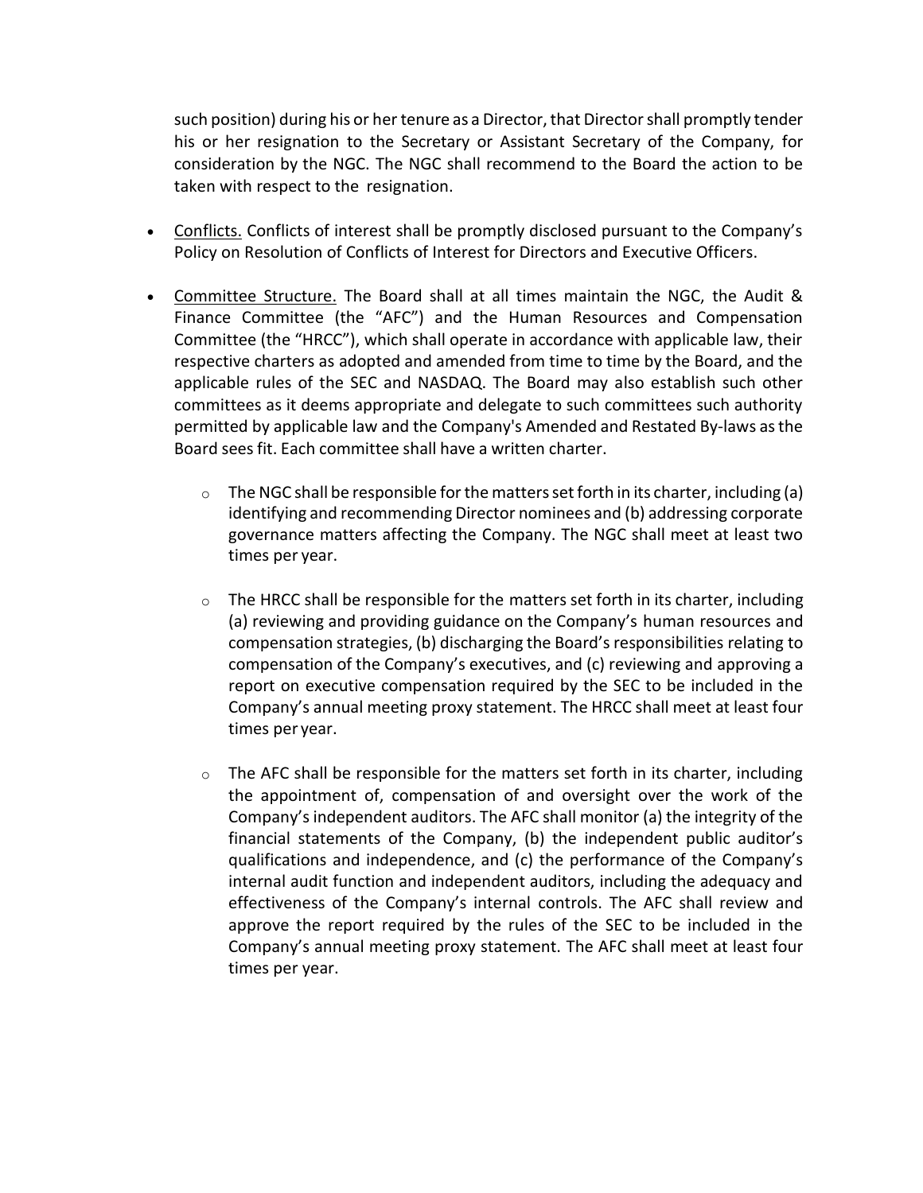such position) during his or her tenure as a Director, that Director shall promptly tender his or her resignation to the Secretary or Assistant Secretary of the Company, for consideration by the NGC. The NGC shall recommend to the Board the action to be taken with respect to the resignation.

- Conflicts. Conflicts of interest shall be promptly disclosed pursuant to the Company's Policy on Resolution of Conflicts of Interest for Directors and Executive Officers.

- Committee Structure. The Board shall at all times maintain the NGC, the Audit & Finance Committee (the "AFC") and the Human Resources and Compensation Committee (the "HRCC"), which shall operate in accordance with applicable law, their respective charters as adopted and amended from time to time by the Board, and the applicable rules of the SEC and NASDAQ. The Board may also establish such other committees as it deems appropriate and delegate to such committees such authority permitted by applicable law and the Company's Amended and Restated By-laws as the Board sees fit. Each committee shall have a written charter.

  - The NGC shall be responsible for the matters set forth in its charter, including (a) identifying and recommending Director nominees and (b) addressing corporate governance matters affecting the Company. The NGC shall meet at least two times per year.

  - The HRCC shall be responsible for the matters set forth in its charter, including (a) reviewing and providing guidance on the Company's human resources and compensation strategies, (b) discharging the Board's responsibilities relating to compensation of the Company's executives, and (c) reviewing and approving a report on executive compensation required by the SEC to be included in the Company's annual meeting proxy statement. The HRCC shall meet at least four times per year.

  - The AFC shall be responsible for the matters set forth in its charter, including the appointment of, compensation of and oversight over the work of the Company's independent auditors. The AFC shall monitor (a) the integrity of the financial statements of the Company, (b) the independent public auditor's qualifications and independence, and (c) the performance of the Company's internal audit function and independent auditors, including the adequacy and effectiveness of the Company's internal controls. The AFC shall review and approve the report required by the rules of the SEC to be included in the Company's annual meeting proxy statement. The AFC shall meet at least four times per year.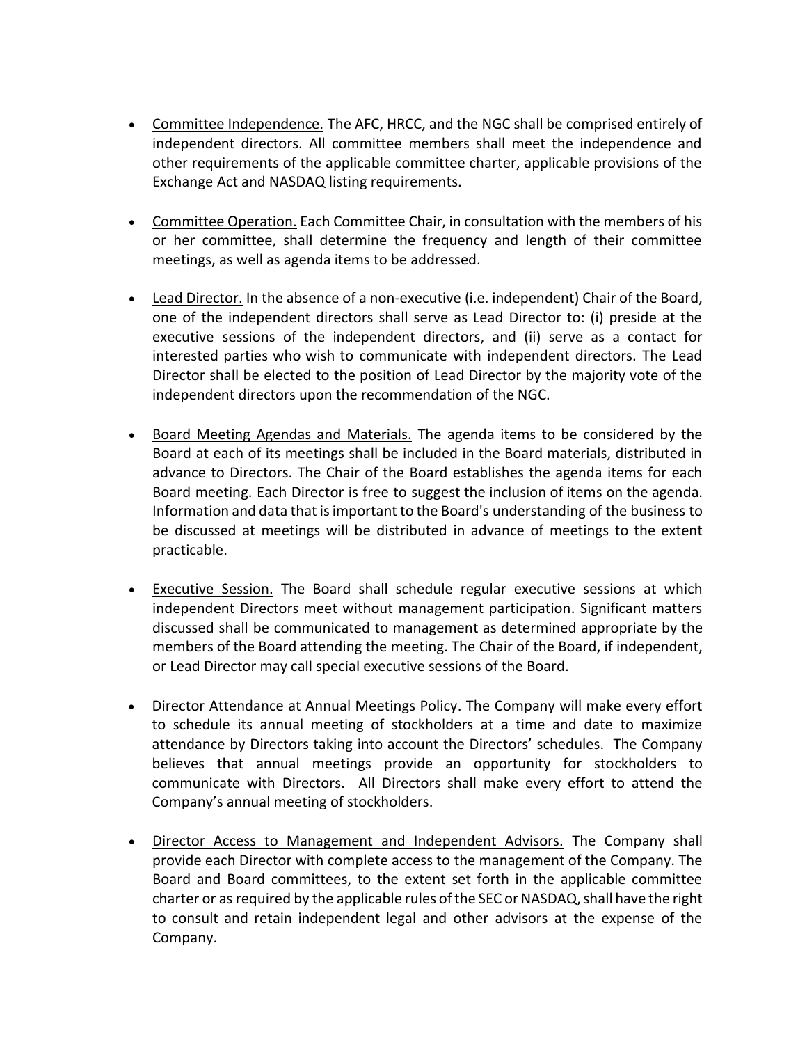- Committee Independence. The AFC, HRCC, and the NGC shall be comprised entirely of independent directors. All committee members shall meet the independence and other requirements of the applicable committee charter, applicable provisions of the Exchange Act and NASDAQ listing requirements.

- Committee Operation. Each Committee Chair, in consultation with the members of his or her committee, shall determine the frequency and length of their committee meetings, as well as agenda items to be addressed.

- Lead Director. In the absence of a non-executive (i.e. independent) Chair of the Board, one of the independent directors shall serve as Lead Director to: (i) preside at the executive sessions of the independent directors, and (ii) serve as a contact for interested parties who wish to communicate with independent directors. The Lead Director shall be elected to the position of Lead Director by the majority vote of the independent directors upon the recommendation of the NGC.

- Board Meeting Agendas and Materials. The agenda items to be considered by the Board at each of its meetings shall be included in the Board materials, distributed in advance to Directors. The Chair of the Board establishes the agenda items for each Board meeting. Each Director is free to suggest the inclusion of items on the agenda. Information and data that is important to the Board's understanding of the business to be discussed at meetings will be distributed in advance of meetings to the extent practicable.

- Executive Session. The Board shall schedule regular executive sessions at which independent Directors meet without management participation. Significant matters discussed shall be communicated to management as determined appropriate by the members of the Board attending the meeting. The Chair of the Board, if independent, or Lead Director may call special executive sessions of the Board.

- Director Attendance at Annual Meetings Policy. The Company will make every effort to schedule its annual meeting of stockholders at a time and date to maximize attendance by Directors taking into account the Directors' schedules. The Company believes that annual meetings provide an opportunity for stockholders to communicate with Directors. All Directors shall make every effort to attend the Company's annual meeting of stockholders.

- Director Access to Management and Independent Advisors. The Company shall provide each Director with complete access to the management of the Company. The Board and Board committees, to the extent set forth in the applicable committee charter or as required by the applicable rules of the SEC or NASDAQ, shall have the right to consult and retain independent legal and other advisors at the expense of the Company.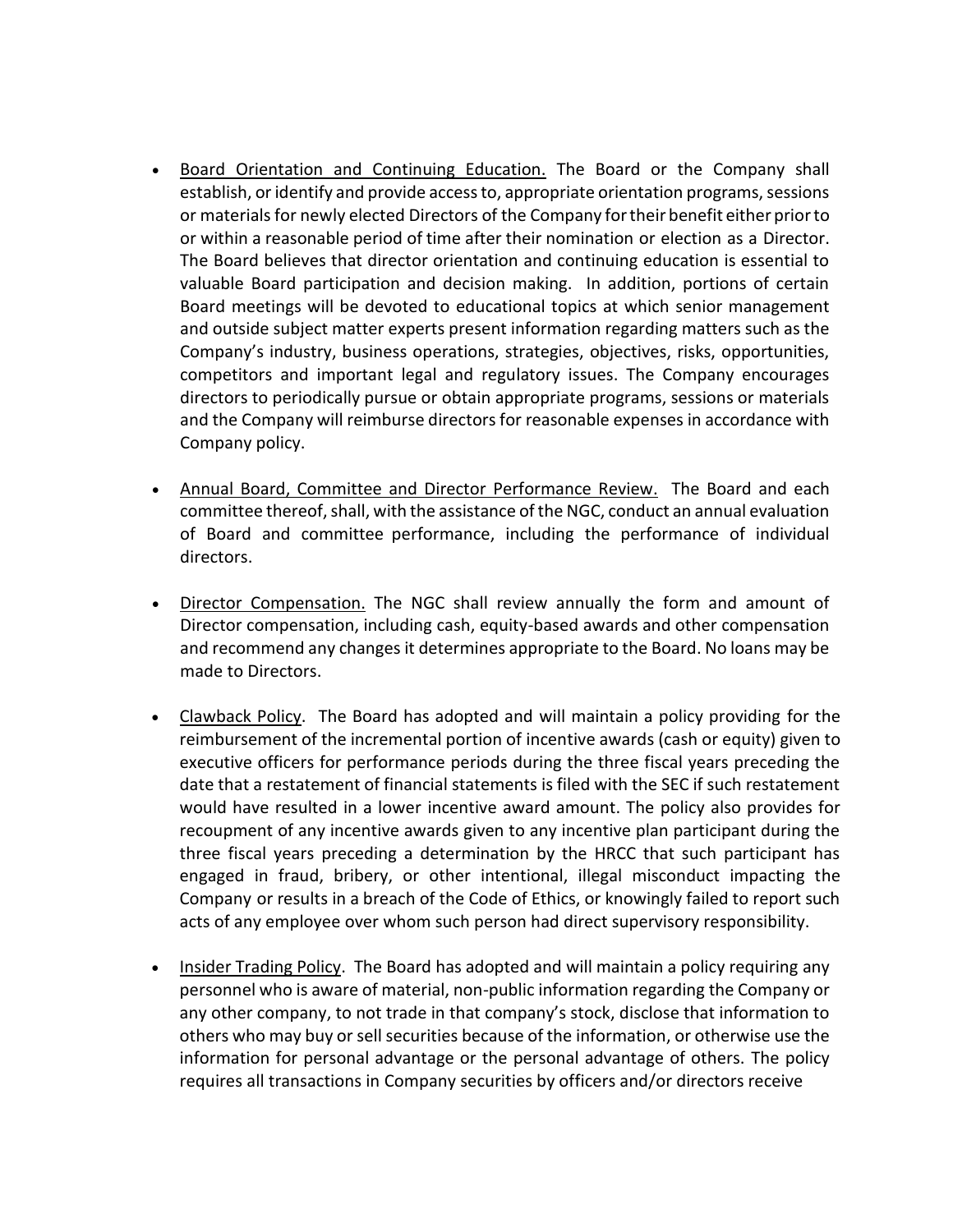- Board Orientation and Continuing Education. The Board or the Company shall establish, or identify and provide access to, appropriate orientation programs, sessions or materials for newly elected Directors of the Company for their benefit either prior to or within a reasonable period of time after their nomination or election as a Director. The Board believes that director orientation and continuing education is essential to valuable Board participation and decision making. In addition, portions of certain Board meetings will be devoted to educational topics at which senior management and outside subject matter experts present information regarding matters such as the Company's industry, business operations, strategies, objectives, risks, opportunities, competitors and important legal and regulatory issues. The Company encourages directors to periodically pursue or obtain appropriate programs, sessions or materials and the Company will reimburse directors for reasonable expenses in accordance with Company policy.

- Annual Board, Committee and Director Performance Review. The Board and each committee thereof, shall, with the assistance of the NGC, conduct an annual evaluation of Board and committee performance, including the performance of individual directors.

- Director Compensation. The NGC shall review annually the form and amount of Director compensation, including cash, equity-based awards and other compensation and recommend any changes it determines appropriate to the Board. No loans may be made to Directors.

- Clawback Policy. The Board has adopted and will maintain a policy providing for the reimbursement of the incremental portion of incentive awards (cash or equity) given to executive officers for performance periods during the three fiscal years preceding the date that a restatement of financial statements is filed with the SEC if such restatement would have resulted in a lower incentive award amount. The policy also provides for recoupment of any incentive awards given to any incentive plan participant during the three fiscal years preceding a determination by the HRCC that such participant has engaged in fraud, bribery, or other intentional, illegal misconduct impacting the Company or results in a breach of the Code of Ethics, or knowingly failed to report such acts of any employee over whom such person had direct supervisory responsibility.

- Insider Trading Policy. The Board has adopted and will maintain a policy requiring any personnel who is aware of material, non-public information regarding the Company or any other company, to not trade in that company's stock, disclose that information to others who may buy or sell securities because of the information, or otherwise use the information for personal advantage or the personal advantage of others. The policy requires all transactions in Company securities by officers and/or directors receive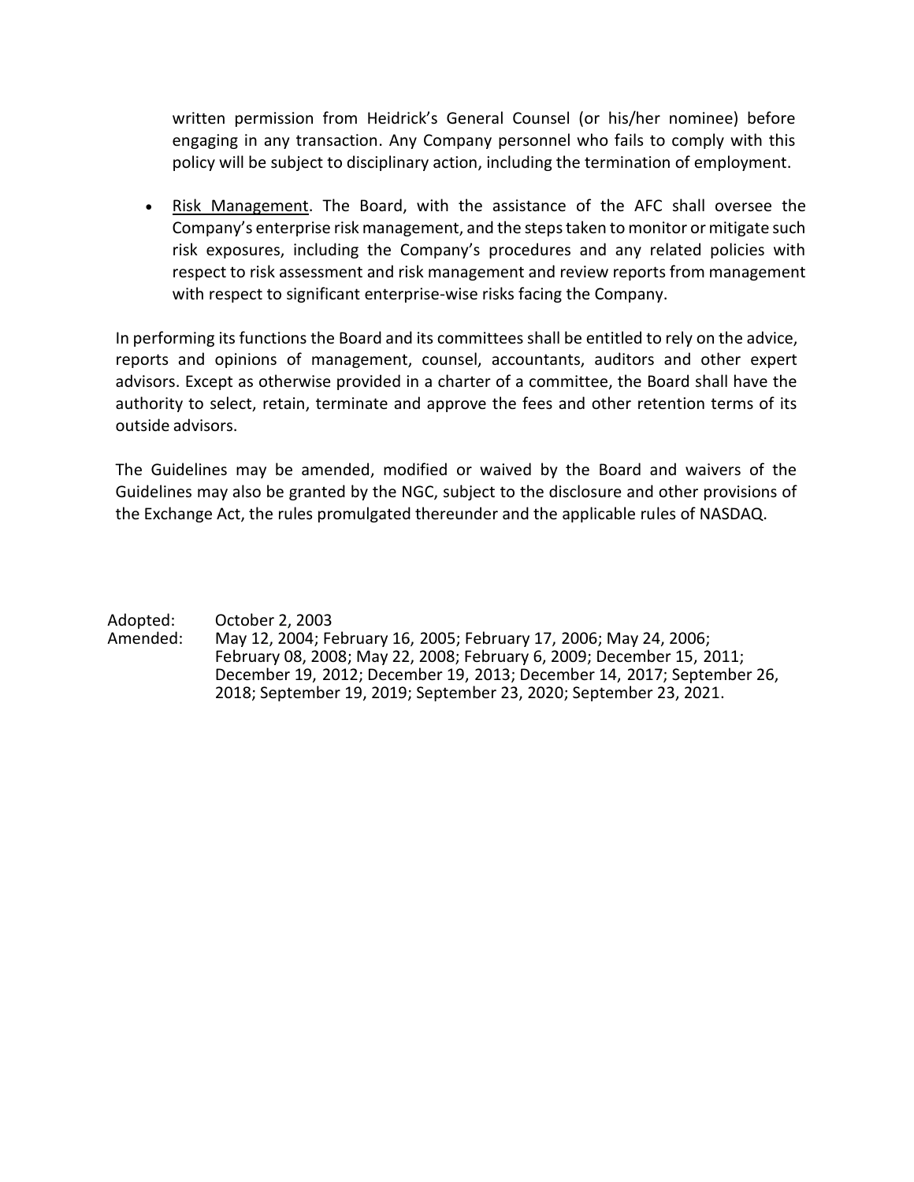written permission from Heidrick's General Counsel (or his/her nominee) before engaging in any transaction. Any Company personnel who fails to comply with this policy will be subject to disciplinary action, including the termination of employment.

- Risk Management. The Board, with the assistance of the AFC shall oversee the Company's enterprise risk management, and the steps taken to monitor or mitigate such risk exposures, including the Company's procedures and any related policies with respect to risk assessment and risk management and review reports from management with respect to significant enterprise-wise risks facing the Company.

In performing its functions the Board and its committees shall be entitled to rely on the advice, reports and opinions of management, counsel, accountants, auditors and other expert advisors. Except as otherwise provided in a charter of a committee, the Board shall have the authority to select, retain, terminate and approve the fees and other retention terms of its outside advisors.

The Guidelines may be amended, modified or waived by the Board and waivers of the Guidelines may also be granted by the NGC, subject to the disclosure and other provisions of the Exchange Act, the rules promulgated thereunder and the applicable rules of NASDAQ.

Adopted: October 2, 2003
Amended: May 12, 2004; February 16, 2005; February 17, 2006; May 24, 2006; February 08, 2008; May 22, 2008; February 6, 2009; December 15, 2011; December 19, 2012; December 19, 2013; December 14, 2017; September 26, 2018; September 19, 2019; September 23, 2020; September 23, 2021.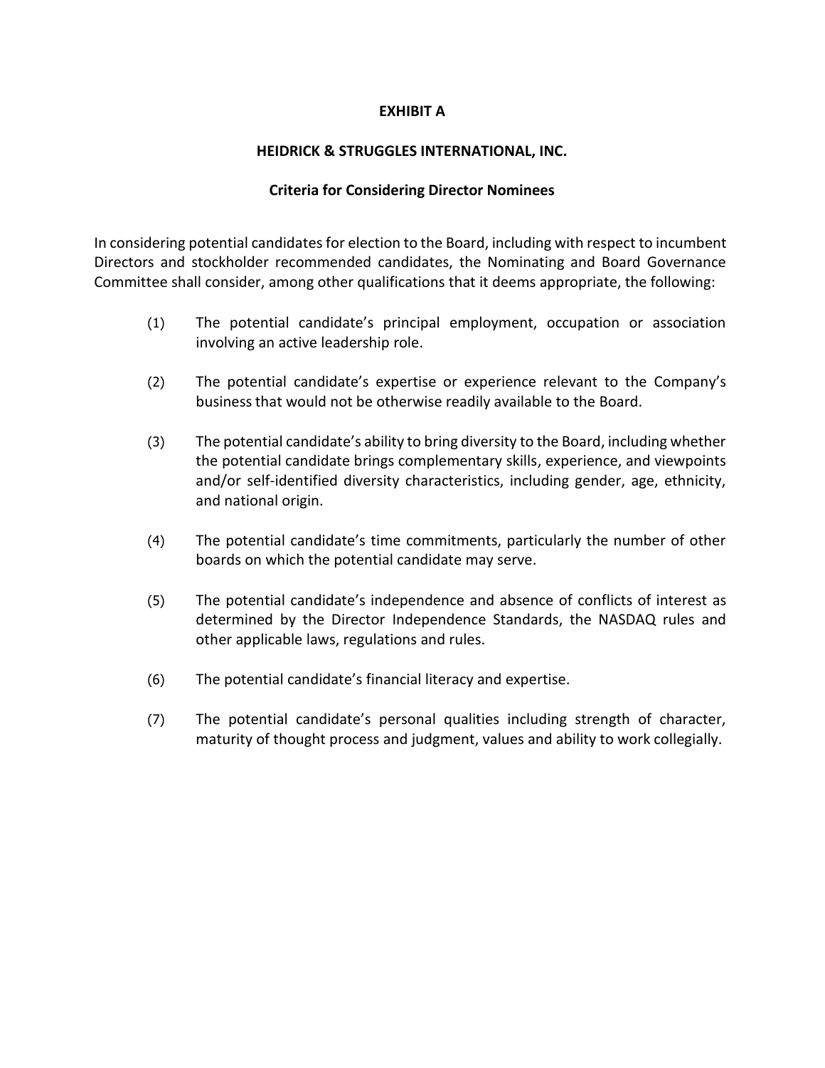**EXHIBIT A**

**HEIDRICK & STRUGGLES INTERNATIONAL, INC.**

**Criteria for Considering Director Nominees**

In considering potential candidates for election to the Board, including with respect to incumbent Directors and stockholder recommended candidates, the Nominating and Board Governance Committee shall consider, among other qualifications that it deems appropriate, the following:

(1) The potential candidate's principal employment, occupation or association involving an active leadership role.

(2) The potential candidate's expertise or experience relevant to the Company's business that would not be otherwise readily available to the Board.

(3) The potential candidate's ability to bring diversity to the Board, including whether the potential candidate brings complementary skills, experience, and viewpoints and/or self-identified diversity characteristics, including gender, age, ethnicity, and national origin.

(4) The potential candidate's time commitments, particularly the number of other boards on which the potential candidate may serve.

(5) The potential candidate's independence and absence of conflicts of interest as determined by the Director Independence Standards, the NASDAQ rules and other applicable laws, regulations and rules.

(6) The potential candidate's financial literacy and expertise.

(7) The potential candidate's personal qualities including strength of character, maturity of thought process and judgment, values and ability to work collegially.